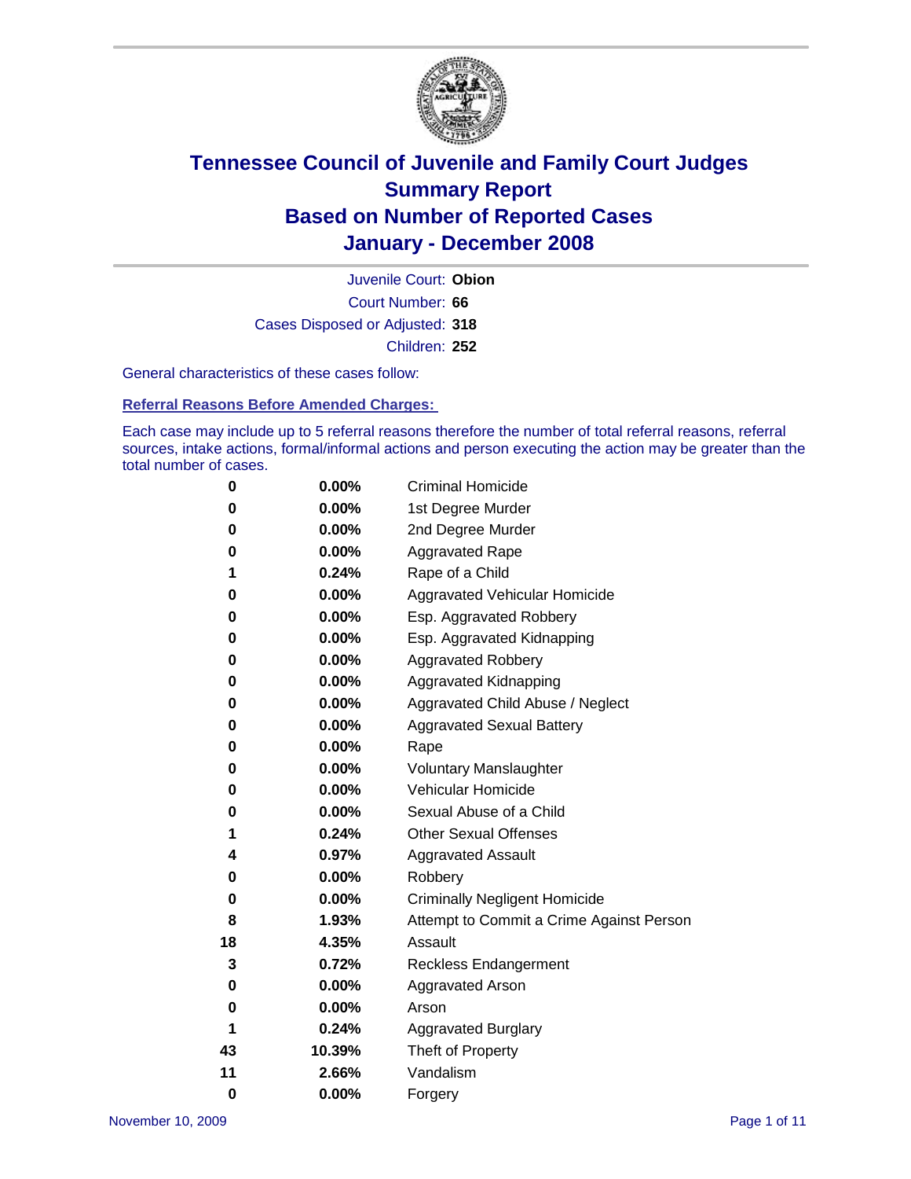# Tennessee Council of Juvenile and Family Court Judges
## Summary Report
## Based on Number of Reported Cases
## January - December 2008

Juvenile Court: **Obion**
Court Number: **66**
Cases Disposed or Adjusted: **318**
Children: **252**

General characteristics of these cases follow:

### Referral Reasons Before Amended Charges:

Each case may include up to 5 referral reasons therefore the number of total referral reasons, referral sources, intake actions, formal/informal actions and person executing the action may be greater than the total number of cases.

| | | |
|---|---|---|
| 0 | 0.00% | Criminal Homicide |
| 0 | 0.00% | 1st Degree Murder |
| 0 | 0.00% | 2nd Degree Murder |
| 0 | 0.00% | Aggravated Rape |
| 1 | 0.24% | Rape of a Child |
| 0 | 0.00% | Aggravated Vehicular Homicide |
| 0 | 0.00% | Esp. Aggravated Robbery |
| 0 | 0.00% | Esp. Aggravated Kidnapping |
| 0 | 0.00% | Aggravated Robbery |
| 0 | 0.00% | Aggravated Kidnapping |
| 0 | 0.00% | Aggravated Child Abuse / Neglect |
| 0 | 0.00% | Aggravated Sexual Battery |
| 0 | 0.00% | Rape |
| 0 | 0.00% | Voluntary Manslaughter |
| 0 | 0.00% | Vehicular Homicide |
| 0 | 0.00% | Sexual Abuse of a Child |
| 1 | 0.24% | Other Sexual Offenses |
| 4 | 0.97% | Aggravated Assault |
| 0 | 0.00% | Robbery |
| 0 | 0.00% | Criminally Negligent Homicide |
| 8 | 1.93% | Attempt to Commit a Crime Against Person |
| 18 | 4.35% | Assault |
| 3 | 0.72% | Reckless Endangerment |
| 0 | 0.00% | Aggravated Arson |
| 0 | 0.00% | Arson |
| 1 | 0.24% | Aggravated Burglary |
| 43 | 10.39% | Theft of Property |
| 11 | 2.66% | Vandalism |
| 0 | 0.00% | Forgery |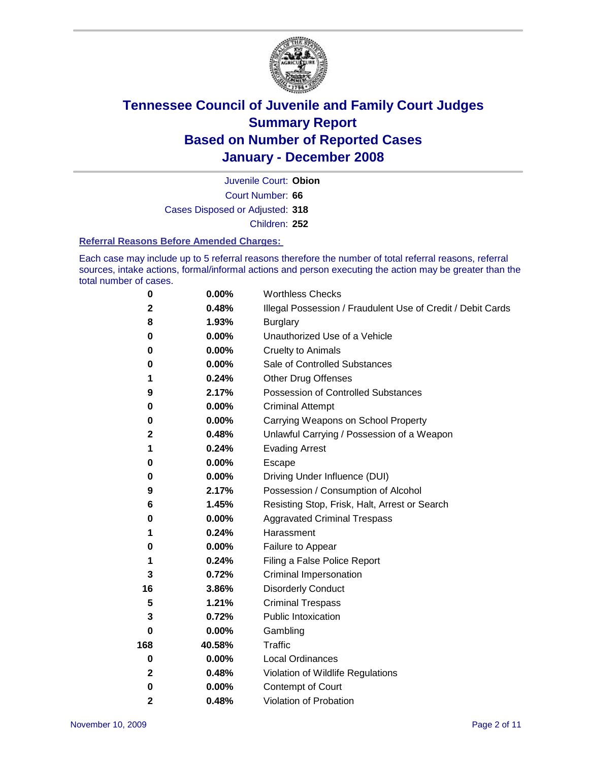# Tennessee Council of Juvenile and Family Court Judges
# Summary Report
# Based on Number of Reported Cases
# January - December 2008

Juvenile Court: **Obion**

Court Number: **66**

Cases Disposed or Adjusted: **318**

Children: **252**

### Referral Reasons Before Amended Charges:

Each case may include up to 5 referral reasons therefore the number of total referral reasons, referral sources, intake actions, formal/informal actions and person executing the action may be greater than the total number of cases.

| Count | Percent | Referral Reason |
|---|---|---|
| 0 | 0.00% | Worthless Checks |
| 2 | 0.48% | Illegal Possession / Fraudulent Use of Credit / Debit Cards |
| 8 | 1.93% | Burglary |
| 0 | 0.00% | Unauthorized Use of a Vehicle |
| 0 | 0.00% | Cruelty to Animals |
| 0 | 0.00% | Sale of Controlled Substances |
| 1 | 0.24% | Other Drug Offenses |
| 9 | 2.17% | Possession of Controlled Substances |
| 0 | 0.00% | Criminal Attempt |
| 0 | 0.00% | Carrying Weapons on School Property |
| 2 | 0.48% | Unlawful Carrying / Possession of a Weapon |
| 1 | 0.24% | Evading Arrest |
| 0 | 0.00% | Escape |
| 0 | 0.00% | Driving Under Influence (DUI) |
| 9 | 2.17% | Possession / Consumption of Alcohol |
| 6 | 1.45% | Resisting Stop, Frisk, Halt, Arrest or Search |
| 0 | 0.00% | Aggravated Criminal Trespass |
| 1 | 0.24% | Harassment |
| 0 | 0.00% | Failure to Appear |
| 1 | 0.24% | Filing a False Police Report |
| 3 | 0.72% | Criminal Impersonation |
| 16 | 3.86% | Disorderly Conduct |
| 5 | 1.21% | Criminal Trespass |
| 3 | 0.72% | Public Intoxication |
| 0 | 0.00% | Gambling |
| 168 | 40.58% | Traffic |
| 0 | 0.00% | Local Ordinances |
| 2 | 0.48% | Violation of Wildlife Regulations |
| 0 | 0.00% | Contempt of Court |
| 2 | 0.48% | Violation of Probation |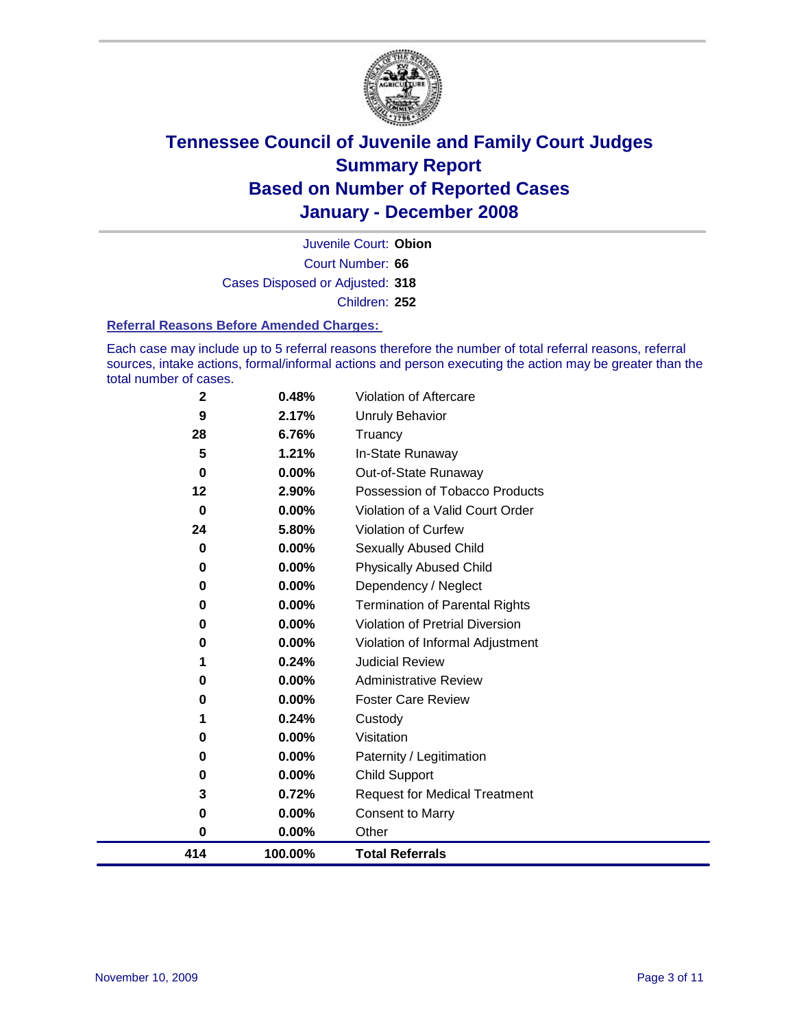# Tennessee Council of Juvenile and Family Court Judges
## Summary Report
## Based on Number of Reported Cases
## January - December 2008

Juvenile Court: **Obion**
Court Number: **66**
Cases Disposed or Adjusted: **318**
Children: **252**

### Referral Reasons Before Amended Charges:

Each case may include up to 5 referral reasons therefore the number of total referral reasons, referral sources, intake actions, formal/informal actions and person executing the action may be greater than the total number of cases.

| | | |
|---|---|---|
| 2 | 0.48% | Violation of Aftercare |
| 9 | 2.17% | Unruly Behavior |
| 28 | 6.76% | Truancy |
| 5 | 1.21% | In-State Runaway |
| 0 | 0.00% | Out-of-State Runaway |
| 12 | 2.90% | Possession of Tobacco Products |
| 0 | 0.00% | Violation of a Valid Court Order |
| 24 | 5.80% | Violation of Curfew |
| 0 | 0.00% | Sexually Abused Child |
| 0 | 0.00% | Physically Abused Child |
| 0 | 0.00% | Dependency / Neglect |
| 0 | 0.00% | Termination of Parental Rights |
| 0 | 0.00% | Violation of Pretrial Diversion |
| 0 | 0.00% | Violation of Informal Adjustment |
| 1 | 0.24% | Judicial Review |
| 0 | 0.00% | Administrative Review |
| 0 | 0.00% | Foster Care Review |
| 1 | 0.24% | Custody |
| 0 | 0.00% | Visitation |
| 0 | 0.00% | Paternity / Legitimation |
| 0 | 0.00% | Child Support |
| 3 | 0.72% | Request for Medical Treatment |
| 0 | 0.00% | Consent to Marry |
| 0 | 0.00% | Other |
| **414** | **100.00%** | **Total Referrals** |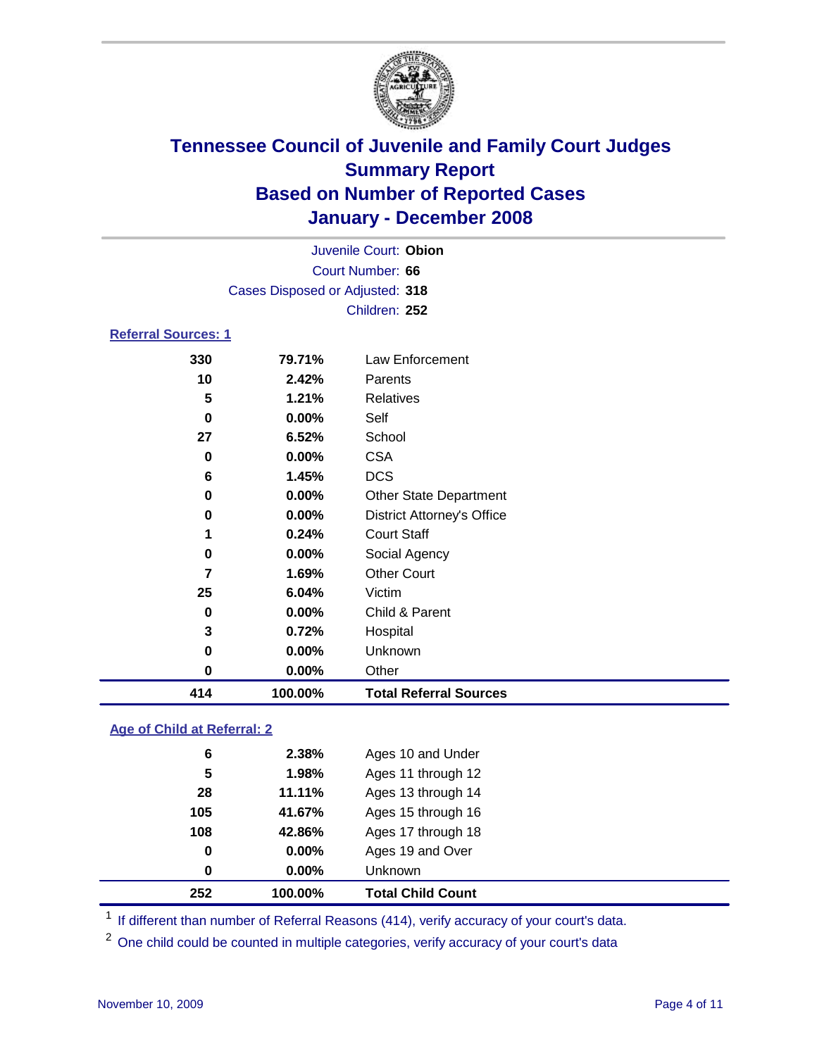# Tennessee Council of Juvenile and Family Court Judges
## Summary Report
## Based on Number of Reported Cases
## January - December 2008

Juvenile Court: **Obion**
Court Number: **66**
Cases Disposed or Adjusted: **318**
Children: **252**

### Referral Sources: 1

| Count | Percent | Source |
|---|---|---|
| 330 | 79.71% | Law Enforcement |
| 10 | 2.42% | Parents |
| 5 | 1.21% | Relatives |
| 0 | 0.00% | Self |
| 27 | 6.52% | School |
| 0 | 0.00% | CSA |
| 6 | 1.45% | DCS |
| 0 | 0.00% | Other State Department |
| 0 | 0.00% | District Attorney's Office |
| 1 | 0.24% | Court Staff |
| 0 | 0.00% | Social Agency |
| 7 | 1.69% | Other Court |
| 25 | 6.04% | Victim |
| 0 | 0.00% | Child & Parent |
| 3 | 0.72% | Hospital |
| 0 | 0.00% | Unknown |
| 0 | 0.00% | Other |
| **414** | **100.00%** | **Total Referral Sources** |

### Age of Child at Referral: 2

| Count | Percent | Age |
|---|---|---|
| 6 | 2.38% | Ages 10 and Under |
| 5 | 1.98% | Ages 11 through 12 |
| 28 | 11.11% | Ages 13 through 14 |
| 105 | 41.67% | Ages 15 through 16 |
| 108 | 42.86% | Ages 17 through 18 |
| 0 | 0.00% | Ages 19 and Over |
| 0 | 0.00% | Unknown |
| **252** | **100.00%** | **Total Child Count** |

[1] If different than number of Referral Reasons (414), verify accuracy of your court's data.

[2] One child could be counted in multiple categories, verify accuracy of your court's data

November 10, 2009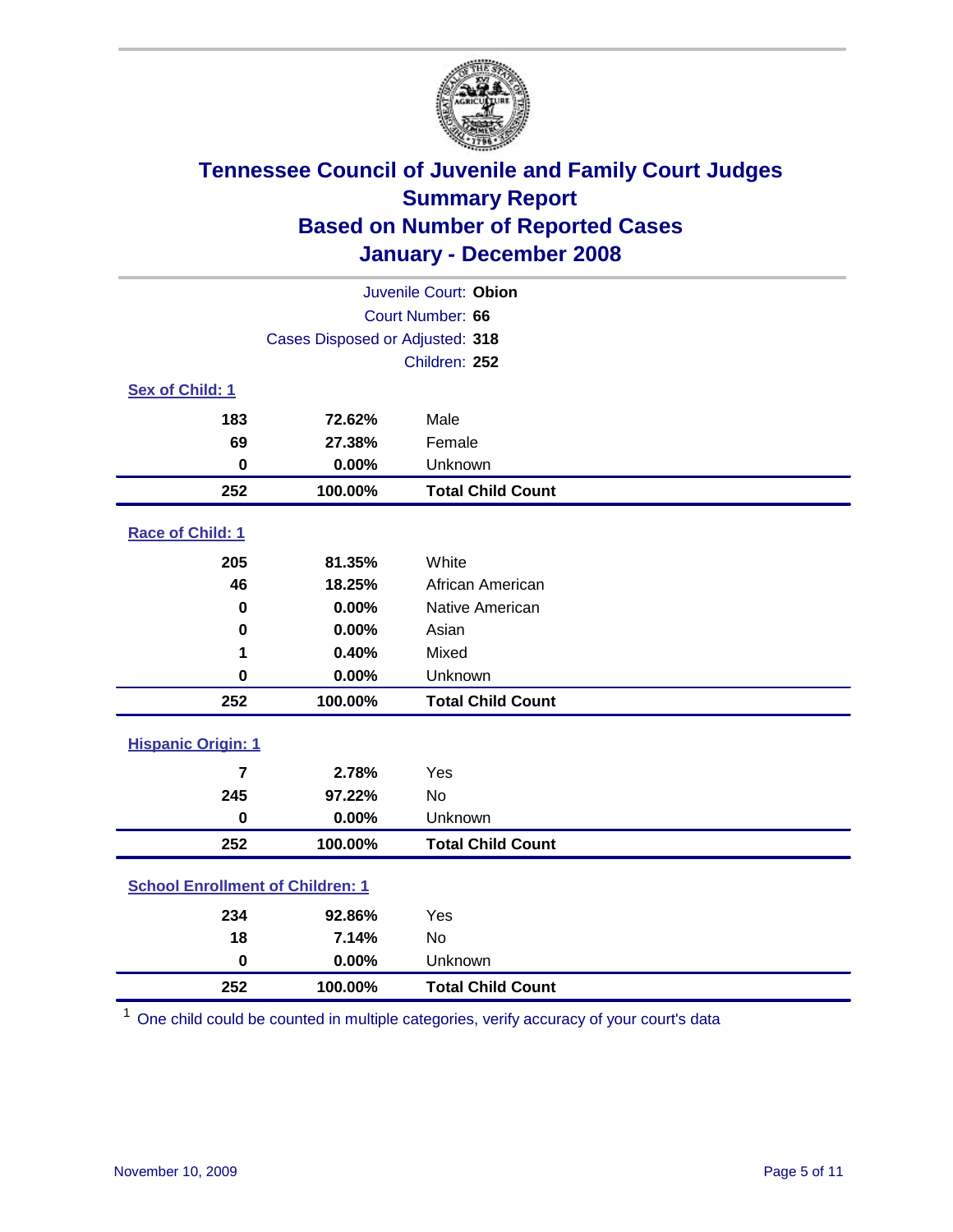# Tennessee Council of Juvenile and Family Court Judges
## Summary Report
## Based on Number of Reported Cases
## January - December 2008

Juvenile Court: **Obion**
Court Number: **66**
Cases Disposed or Adjusted: **318**
Children: **252**

### Sex of Child: 1

| Count | Percent | Category |
|---|---|---|
| 183 | 72.62% | Male |
| 69 | 27.38% | Female |
| 0 | 0.00% | Unknown |
| **252** | **100.00%** | **Total Child Count** |

### Race of Child: 1

| Count | Percent | Category |
|---|---|---|
| 205 | 81.35% | White |
| 46 | 18.25% | African American |
| 0 | 0.00% | Native American |
| 0 | 0.00% | Asian |
| 1 | 0.40% | Mixed |
| 0 | 0.00% | Unknown |
| **252** | **100.00%** | **Total Child Count** |

### Hispanic Origin: 1

| Count | Percent | Category |
|---|---|---|
| 7 | 2.78% | Yes |
| 245 | 97.22% | No |
| 0 | 0.00% | Unknown |
| **252** | **100.00%** | **Total Child Count** |

### School Enrollment of Children: 1

| Count | Percent | Category |
|---|---|---|
| 234 | 92.86% | Yes |
| 18 | 7.14% | No |
| 0 | 0.00% | Unknown |
| **252** | **100.00%** | **Total Child Count** |

[1] One child could be counted in multiple categories, verify accuracy of your court's data

November 10, 2009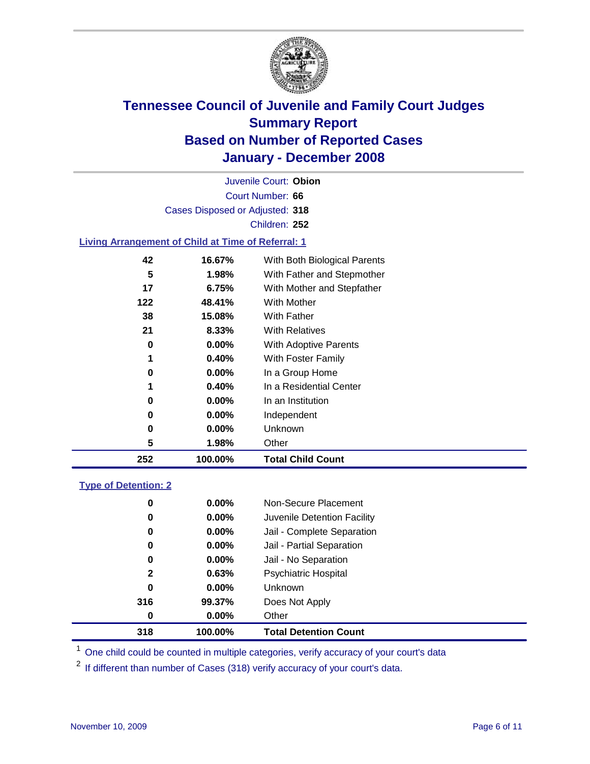# Tennessee Council of Juvenile and Family Court Judges
## Summary Report
## Based on Number of Reported Cases
## January - December 2008

Juvenile Court: **Obion**

Court Number: **66**

Cases Disposed or Adjusted: **318**

Children: **252**

### Living Arrangement of Child at Time of Referral: 1

| | | |
|---|---|---|
| 42 | 16.67% | With Both Biological Parents |
| 5 | 1.98% | With Father and Stepmother |
| 17 | 6.75% | With Mother and Stepfather |
| 122 | 48.41% | With Mother |
| 38 | 15.08% | With Father |
| 21 | 8.33% | With Relatives |
| 0 | 0.00% | With Adoptive Parents |
| 1 | 0.40% | With Foster Family |
| 0 | 0.00% | In a Group Home |
| 1 | 0.40% | In a Residential Center |
| 0 | 0.00% | In an Institution |
| 0 | 0.00% | Independent |
| 0 | 0.00% | Unknown |
| 5 | 1.98% | Other |
| **252** | **100.00%** | **Total Child Count** |

### Type of Detention: 2

| | | |
|---|---|---|
| 0 | 0.00% | Non-Secure Placement |
| 0 | 0.00% | Juvenile Detention Facility |
| 0 | 0.00% | Jail - Complete Separation |
| 0 | 0.00% | Jail - Partial Separation |
| 0 | 0.00% | Jail - No Separation |
| 2 | 0.63% | Psychiatric Hospital |
| 0 | 0.00% | Unknown |
| 316 | 99.37% | Does Not Apply |
| 0 | 0.00% | Other |
| **318** | **100.00%** | **Total Detention Count** |

[1] One child could be counted in multiple categories, verify accuracy of your court's data

[2] If different than number of Cases (318) verify accuracy of your court's data.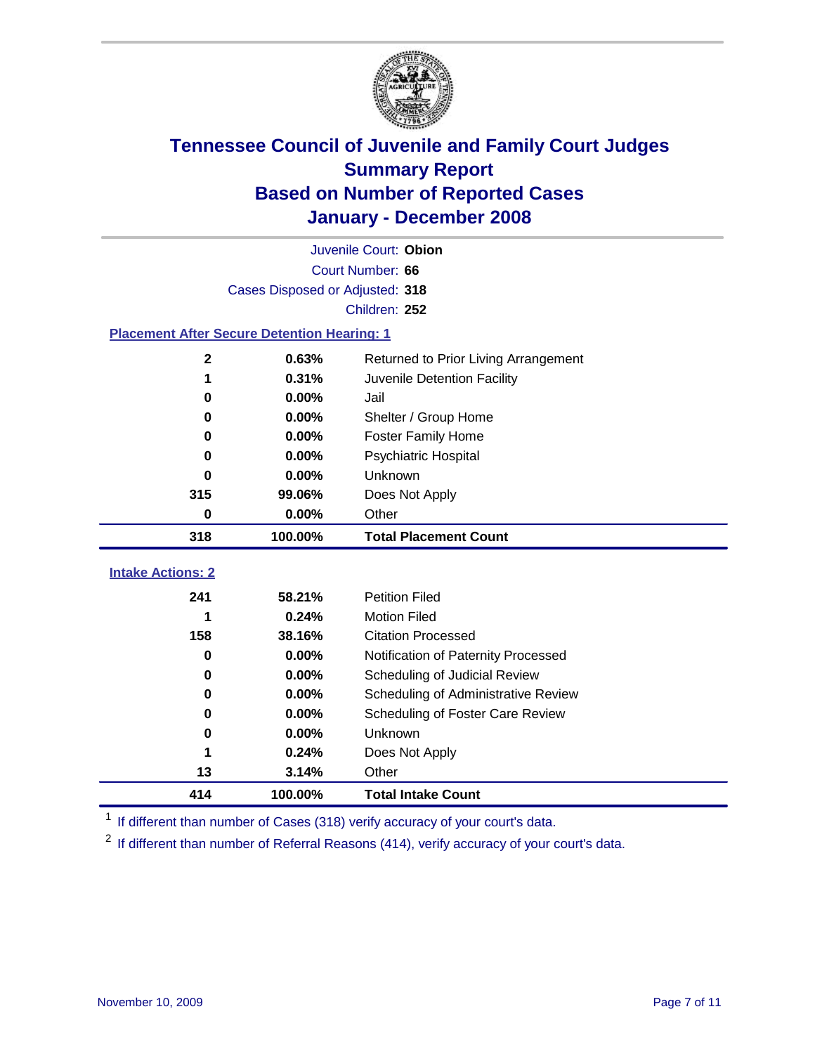# Tennessee Council of Juvenile and Family Court Judges
## Summary Report
## Based on Number of Reported Cases
## January - December 2008

Juvenile Court: **Obion**

Court Number: **66**

Cases Disposed or Adjusted: **318**

Children: **252**

### Placement After Secure Detention Hearing: 1

| | | |
|---|---|---|
| 2 | 0.63% | Returned to Prior Living Arrangement |
| 1 | 0.31% | Juvenile Detention Facility |
| 0 | 0.00% | Jail |
| 0 | 0.00% | Shelter / Group Home |
| 0 | 0.00% | Foster Family Home |
| 0 | 0.00% | Psychiatric Hospital |
| 0 | 0.00% | Unknown |
| 315 | 99.06% | Does Not Apply |
| 0 | 0.00% | Other |
| **318** | **100.00%** | **Total Placement Count** |

### Intake Actions: 2

| | | |
|---|---|---|
| 241 | 58.21% | Petition Filed |
| 1 | 0.24% | Motion Filed |
| 158 | 38.16% | Citation Processed |
| 0 | 0.00% | Notification of Paternity Processed |
| 0 | 0.00% | Scheduling of Judicial Review |
| 0 | 0.00% | Scheduling of Administrative Review |
| 0 | 0.00% | Scheduling of Foster Care Review |
| 0 | 0.00% | Unknown |
| 1 | 0.24% | Does Not Apply |
| 13 | 3.14% | Other |
| **414** | **100.00%** | **Total Intake Count** |

[1] If different than number of Cases (318) verify accuracy of your court's data.

[2] If different than number of Referral Reasons (414), verify accuracy of your court's data.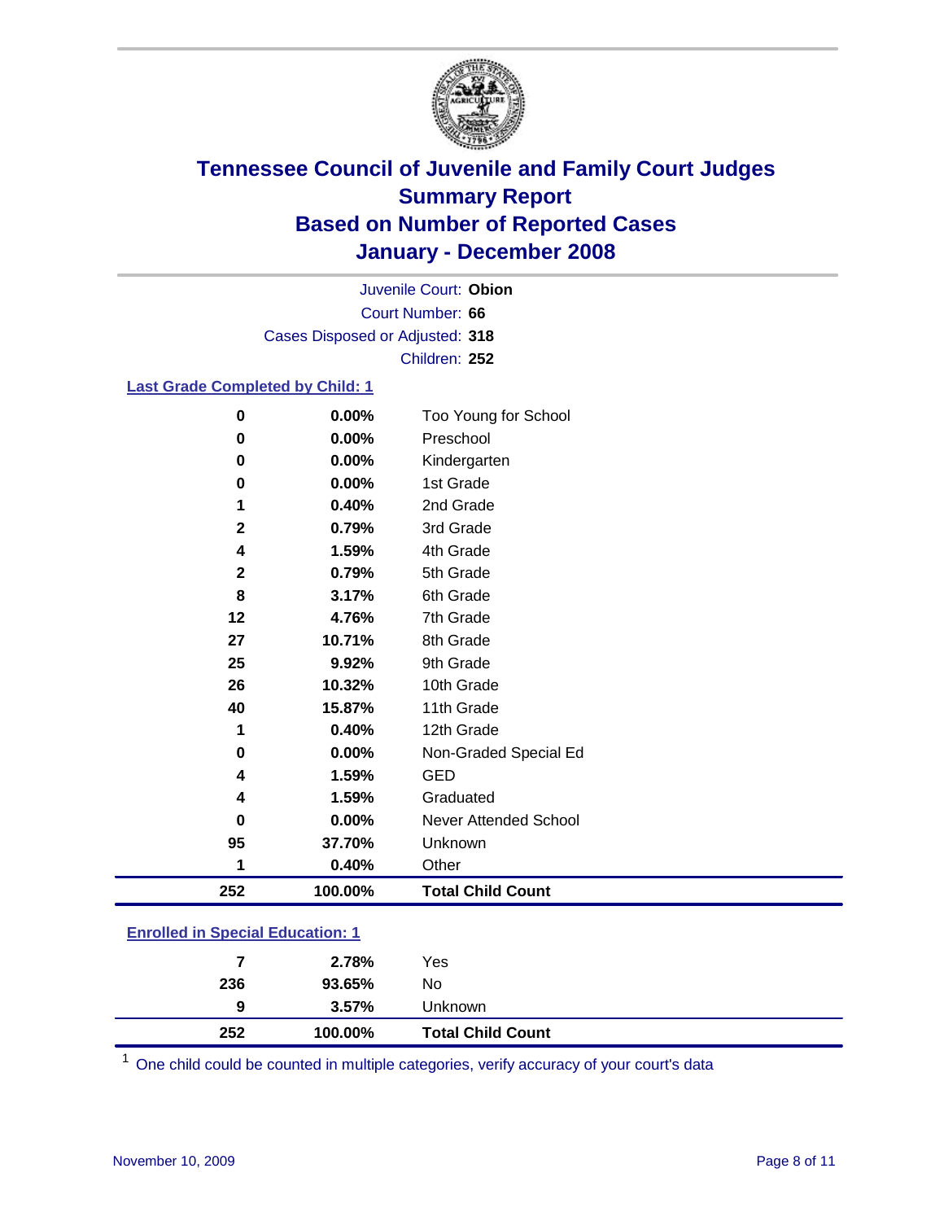# Tennessee Council of Juvenile and Family Court Judges
## Summary Report
## Based on Number of Reported Cases
## January - December 2008

Juvenile Court: **Obion**
Court Number: **66**
Cases Disposed or Adjusted: **318**
Children: **252**

### Last Grade Completed by Child: 1

| Count | Percent | Category |
|---|---|---|
| 0 | 0.00% | Too Young for School |
| 0 | 0.00% | Preschool |
| 0 | 0.00% | Kindergarten |
| 0 | 0.00% | 1st Grade |
| 1 | 0.40% | 2nd Grade |
| 2 | 0.79% | 3rd Grade |
| 4 | 1.59% | 4th Grade |
| 2 | 0.79% | 5th Grade |
| 8 | 3.17% | 6th Grade |
| 12 | 4.76% | 7th Grade |
| 27 | 10.71% | 8th Grade |
| 25 | 9.92% | 9th Grade |
| 26 | 10.32% | 10th Grade |
| 40 | 15.87% | 11th Grade |
| 1 | 0.40% | 12th Grade |
| 0 | 0.00% | Non-Graded Special Ed |
| 4 | 1.59% | GED |
| 4 | 1.59% | Graduated |
| 0 | 0.00% | Never Attended School |
| 95 | 37.70% | Unknown |
| 1 | 0.40% | Other |
| **252** | **100.00%** | **Total Child Count** |

### Enrolled in Special Education: 1

| Count | Percent | Category |
|---|---|---|
| 7 | 2.78% | Yes |
| 236 | 93.65% | No |
| 9 | 3.57% | Unknown |
| **252** | **100.00%** | **Total Child Count** |

[1] One child could be counted in multiple categories, verify accuracy of your court's data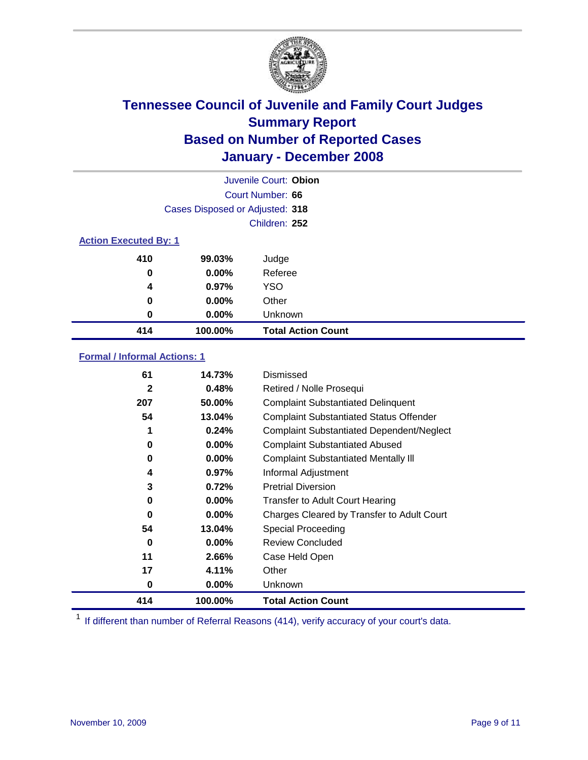# Tennessee Council of Juvenile and Family Court Judges
## Summary Report
## Based on Number of Reported Cases
## January - December 2008

Juvenile Court: **Obion**
Court Number: **66**
Cases Disposed or Adjusted: **318**
Children: **252**

### Action Executed By: 1

| Count | Percent | Action |
|---|---|---|
| 410 | 99.03% | Judge |
| 0 | 0.00% | Referee |
| 4 | 0.97% | YSO |
| 0 | 0.00% | Other |
| 0 | 0.00% | Unknown |
| **414** | **100.00%** | **Total Action Count** |

### Formal / Informal Actions: 1

| Count | Percent | Action |
|---|---|---|
| 61 | 14.73% | Dismissed |
| 2 | 0.48% | Retired / Nolle Prosequi |
| 207 | 50.00% | Complaint Substantiated Delinquent |
| 54 | 13.04% | Complaint Substantiated Status Offender |
| 1 | 0.24% | Complaint Substantiated Dependent/Neglect |
| 0 | 0.00% | Complaint Substantiated Abused |
| 0 | 0.00% | Complaint Substantiated Mentally Ill |
| 4 | 0.97% | Informal Adjustment |
| 3 | 0.72% | Pretrial Diversion |
| 0 | 0.00% | Transfer to Adult Court Hearing |
| 0 | 0.00% | Charges Cleared by Transfer to Adult Court |
| 54 | 13.04% | Special Proceeding |
| 0 | 0.00% | Review Concluded |
| 11 | 2.66% | Case Held Open |
| 17 | 4.11% | Other |
| 0 | 0.00% | Unknown |
| **414** | **100.00%** | **Total Action Count** |

[1] If different than number of Referral Reasons (414), verify accuracy of your court's data.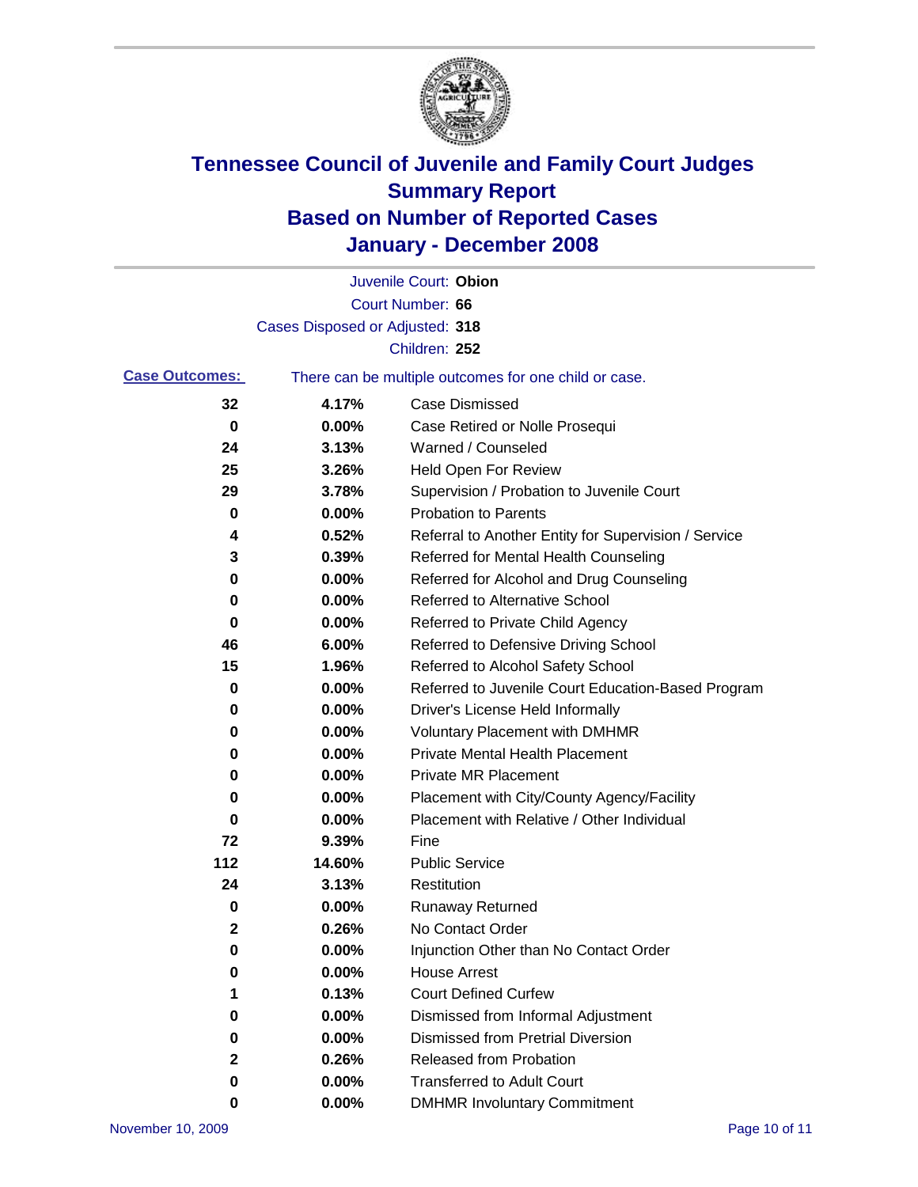# Tennessee Council of Juvenile and Family Court Judges
# Summary Report
# Based on Number of Reported Cases
# January - December 2008

Juvenile Court: **Obion**

Court Number: **66**

Cases Disposed or Adjusted: **318**

Children: **252**

**Case Outcomes:** There can be multiple outcomes for one child or case.

| | | |
|---|---|---|
| 32 | 4.17% | Case Dismissed |
| 0 | 0.00% | Case Retired or Nolle Prosequi |
| 24 | 3.13% | Warned / Counseled |
| 25 | 3.26% | Held Open For Review |
| 29 | 3.78% | Supervision / Probation to Juvenile Court |
| 0 | 0.00% | Probation to Parents |
| 4 | 0.52% | Referral to Another Entity for Supervision / Service |
| 3 | 0.39% | Referred for Mental Health Counseling |
| 0 | 0.00% | Referred for Alcohol and Drug Counseling |
| 0 | 0.00% | Referred to Alternative School |
| 0 | 0.00% | Referred to Private Child Agency |
| 46 | 6.00% | Referred to Defensive Driving School |
| 15 | 1.96% | Referred to Alcohol Safety School |
| 0 | 0.00% | Referred to Juvenile Court Education-Based Program |
| 0 | 0.00% | Driver's License Held Informally |
| 0 | 0.00% | Voluntary Placement with DMHMR |
| 0 | 0.00% | Private Mental Health Placement |
| 0 | 0.00% | Private MR Placement |
| 0 | 0.00% | Placement with City/County Agency/Facility |
| 0 | 0.00% | Placement with Relative / Other Individual |
| 72 | 9.39% | Fine |
| 112 | 14.60% | Public Service |
| 24 | 3.13% | Restitution |
| 0 | 0.00% | Runaway Returned |
| 2 | 0.26% | No Contact Order |
| 0 | 0.00% | Injunction Other than No Contact Order |
| 0 | 0.00% | House Arrest |
| 1 | 0.13% | Court Defined Curfew |
| 0 | 0.00% | Dismissed from Informal Adjustment |
| 0 | 0.00% | Dismissed from Pretrial Diversion |
| 2 | 0.26% | Released from Probation |
| 0 | 0.00% | Transferred to Adult Court |
| 0 | 0.00% | DMHMR Involuntary Commitment |

November 10, 2009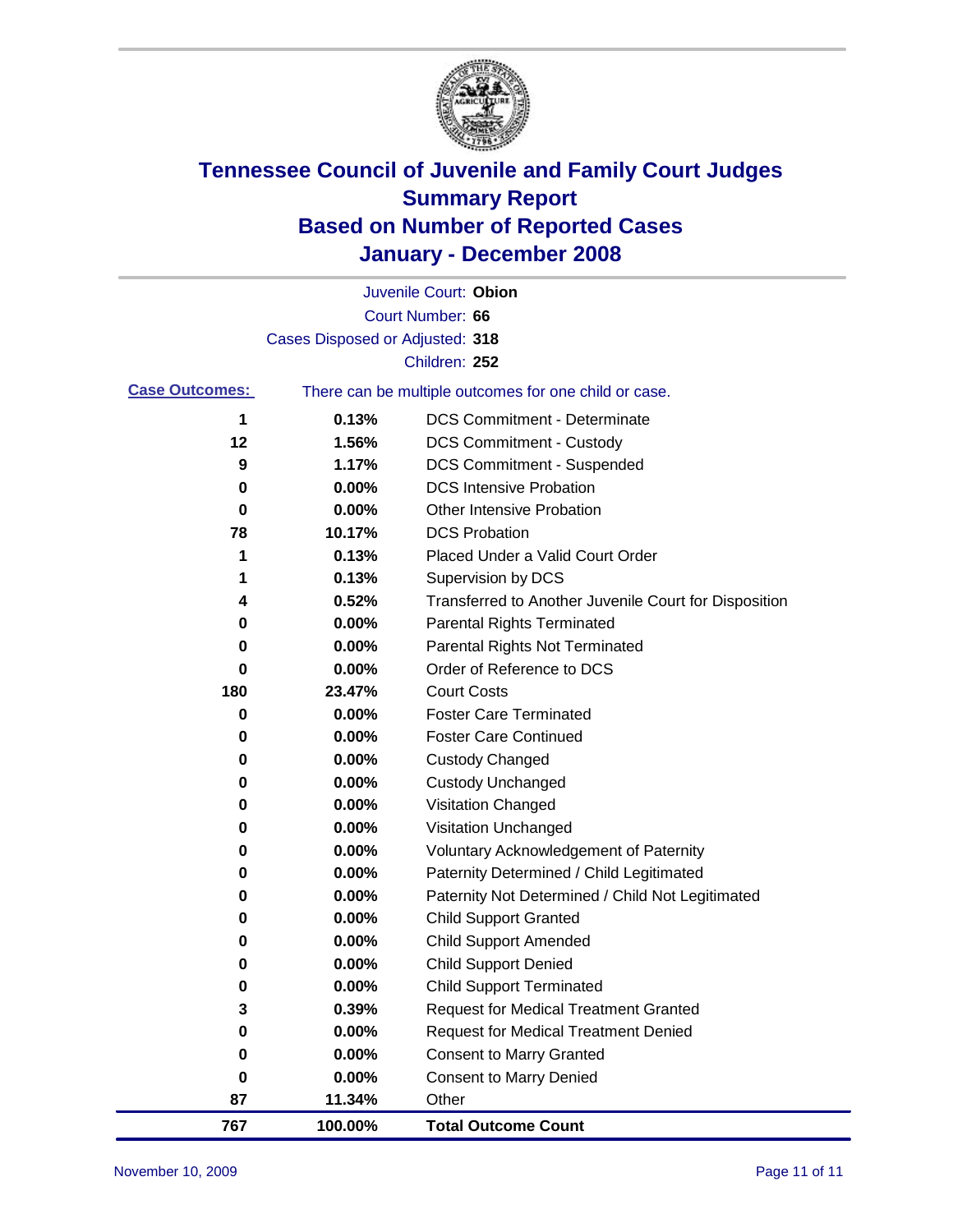# Tennessee Council of Juvenile and Family Court Judges
## Summary Report
## Based on Number of Reported Cases
## January - December 2008

Juvenile Court: **Obion**

Court Number: **66**

Cases Disposed or Adjusted: **318**

Children: **252**

**Case Outcomes:** There can be multiple outcomes for one child or case.

| | | |
|---|---|---|
| 1 | 0.13% | DCS Commitment - Determinate |
| 12 | 1.56% | DCS Commitment - Custody |
| 9 | 1.17% | DCS Commitment - Suspended |
| 0 | 0.00% | DCS Intensive Probation |
| 0 | 0.00% | Other Intensive Probation |
| 78 | 10.17% | DCS Probation |
| 1 | 0.13% | Placed Under a Valid Court Order |
| 1 | 0.13% | Supervision by DCS |
| 4 | 0.52% | Transferred to Another Juvenile Court for Disposition |
| 0 | 0.00% | Parental Rights Terminated |
| 0 | 0.00% | Parental Rights Not Terminated |
| 0 | 0.00% | Order of Reference to DCS |
| 180 | 23.47% | Court Costs |
| 0 | 0.00% | Foster Care Terminated |
| 0 | 0.00% | Foster Care Continued |
| 0 | 0.00% | Custody Changed |
| 0 | 0.00% | Custody Unchanged |
| 0 | 0.00% | Visitation Changed |
| 0 | 0.00% | Visitation Unchanged |
| 0 | 0.00% | Voluntary Acknowledgement of Paternity |
| 0 | 0.00% | Paternity Determined / Child Legitimated |
| 0 | 0.00% | Paternity Not Determined / Child Not Legitimated |
| 0 | 0.00% | Child Support Granted |
| 0 | 0.00% | Child Support Amended |
| 0 | 0.00% | Child Support Denied |
| 0 | 0.00% | Child Support Terminated |
| 3 | 0.39% | Request for Medical Treatment Granted |
| 0 | 0.00% | Request for Medical Treatment Denied |
| 0 | 0.00% | Consent to Marry Granted |
| 0 | 0.00% | Consent to Marry Denied |
| 87 | 11.34% | Other |
| **767** | **100.00%** | **Total Outcome Count** |

November 10, 2009